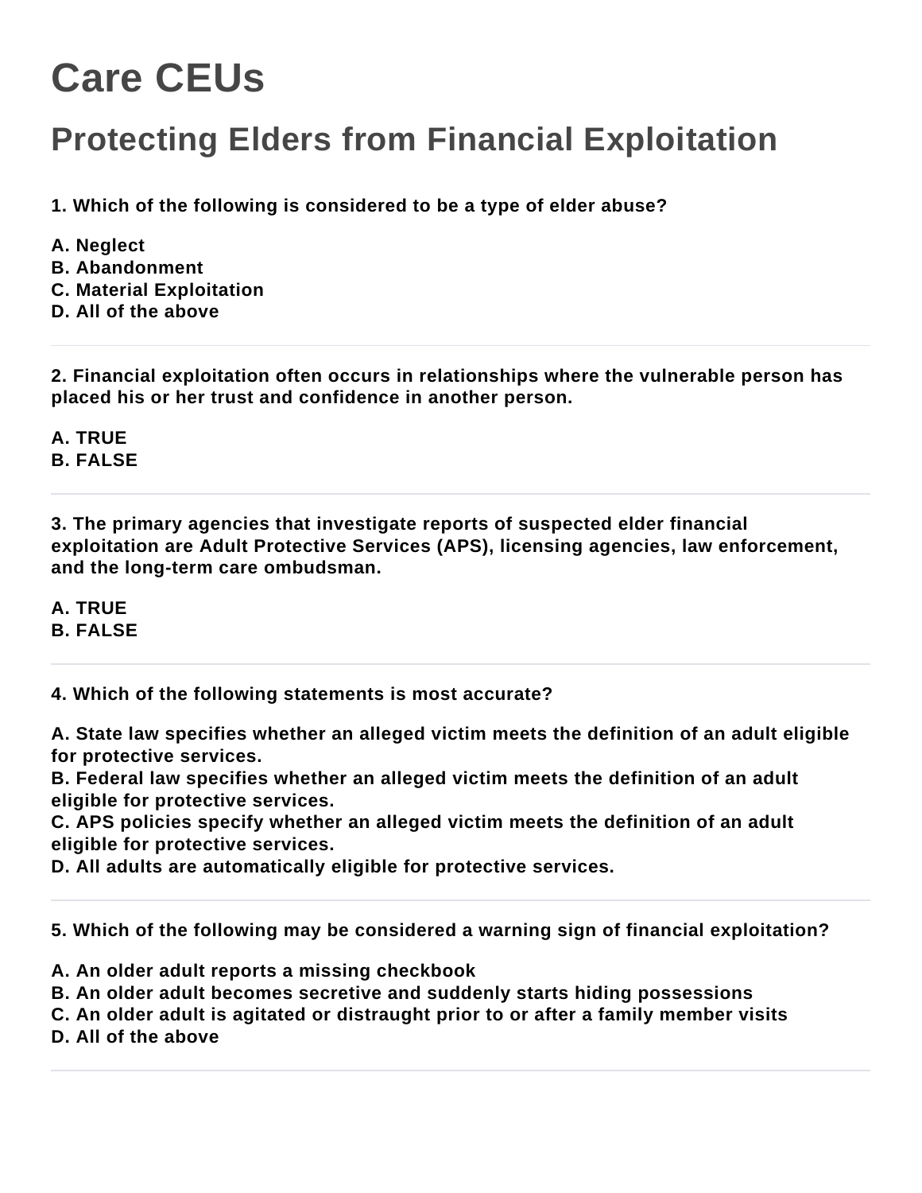# Care CEUs

## Protecting Elders from Financial Exploitation

**1. Which of the following is considered to be a type of elder abuse?**

**A. Neglect**
**B. Abandonment**
**C. Material Exploitation**
**D. All of the above**

---

**2. Financial exploitation often occurs in relationships where the vulnerable person has placed his or her trust and confidence in another person.**

**A. TRUE**
**B. FALSE**

---

**3. The primary agencies that investigate reports of suspected elder financial exploitation are Adult Protective Services (APS), licensing agencies, law enforcement, and the long-term care ombudsman.**

**A. TRUE**
**B. FALSE**

---

**4. Which of the following statements is most accurate?**

**A. State law specifies whether an alleged victim meets the definition of an adult eligible for protective services.**
**B. Federal law specifies whether an alleged victim meets the definition of an adult eligible for protective services.**
**C. APS policies specify whether an alleged victim meets the definition of an adult eligible for protective services.**
**D. All adults are automatically eligible for protective services.**

---

**5. Which of the following may be considered a warning sign of financial exploitation?**

**A. An older adult reports a missing checkbook**
**B. An older adult becomes secretive and suddenly starts hiding possessions**
**C. An older adult is agitated or distraught prior to or after a family member visits**
**D. All of the above**

---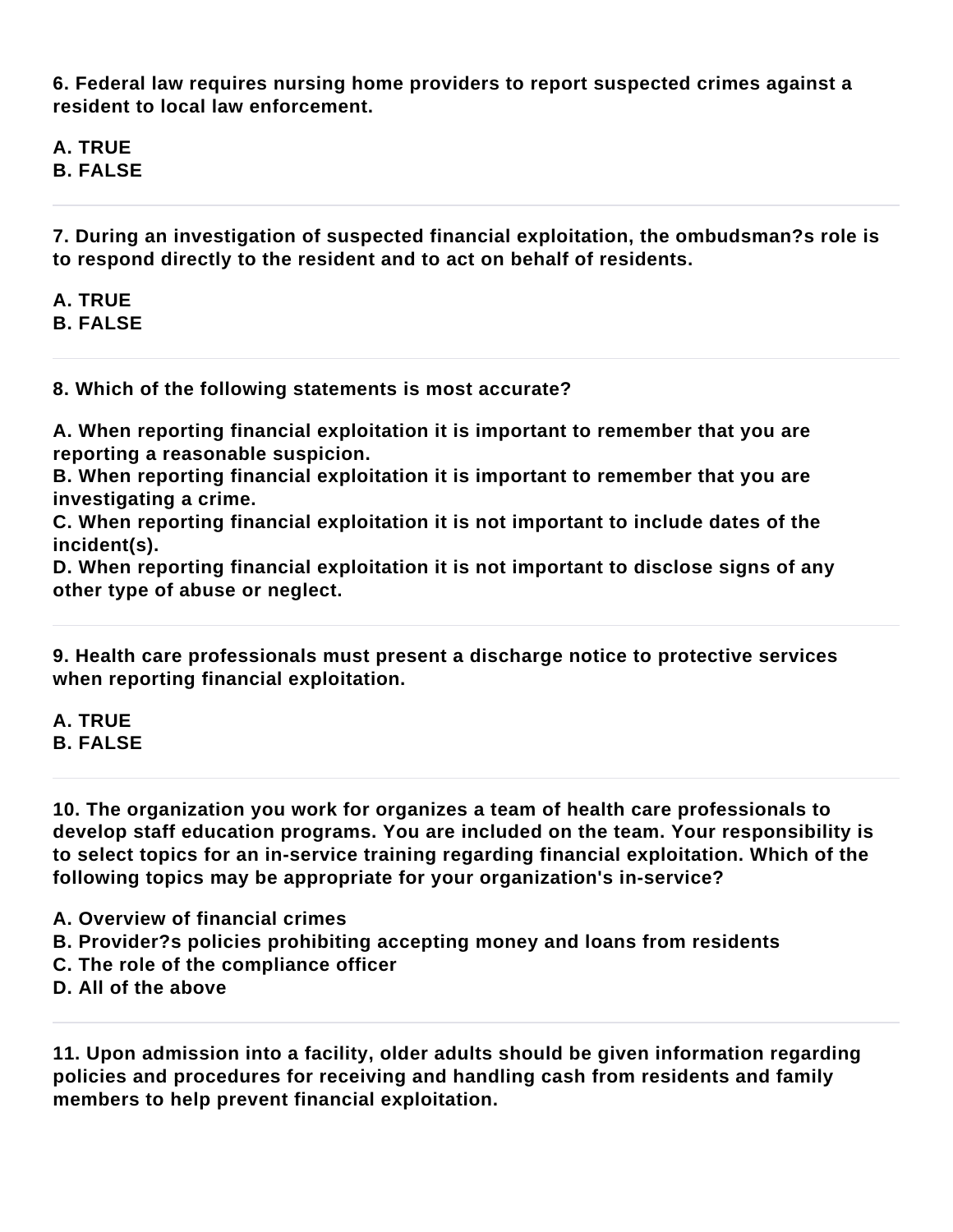**6. Federal law requires nursing home providers to report suspected crimes against a resident to local law enforcement.**

**A. TRUE**
**B. FALSE**

---

**7. During an investigation of suspected financial exploitation, the ombudsman?s role is to respond directly to the resident and to act on behalf of residents.**

**A. TRUE**
**B. FALSE**

---

**8. Which of the following statements is most accurate?**

**A. When reporting financial exploitation it is important to remember that you are reporting a reasonable suspicion.**
**B. When reporting financial exploitation it is important to remember that you are investigating a crime.**
**C. When reporting financial exploitation it is not important to include dates of the incident(s).**
**D. When reporting financial exploitation it is not important to disclose signs of any other type of abuse or neglect.**

---

**9. Health care professionals must present a discharge notice to protective services when reporting financial exploitation.**

**A. TRUE**
**B. FALSE**

---

**10. The organization you work for organizes a team of health care professionals to develop staff education programs. You are included on the team. Your responsibility is to select topics for an in-service training regarding financial exploitation. Which of the following topics may be appropriate for your organization's in-service?**

**A. Overview of financial crimes**
**B. Provider?s policies prohibiting accepting money and loans from residents**
**C. The role of the compliance officer**
**D. All of the above**

---

**11. Upon admission into a facility, older adults should be given information regarding policies and procedures for receiving and handling cash from residents and family members to help prevent financial exploitation.**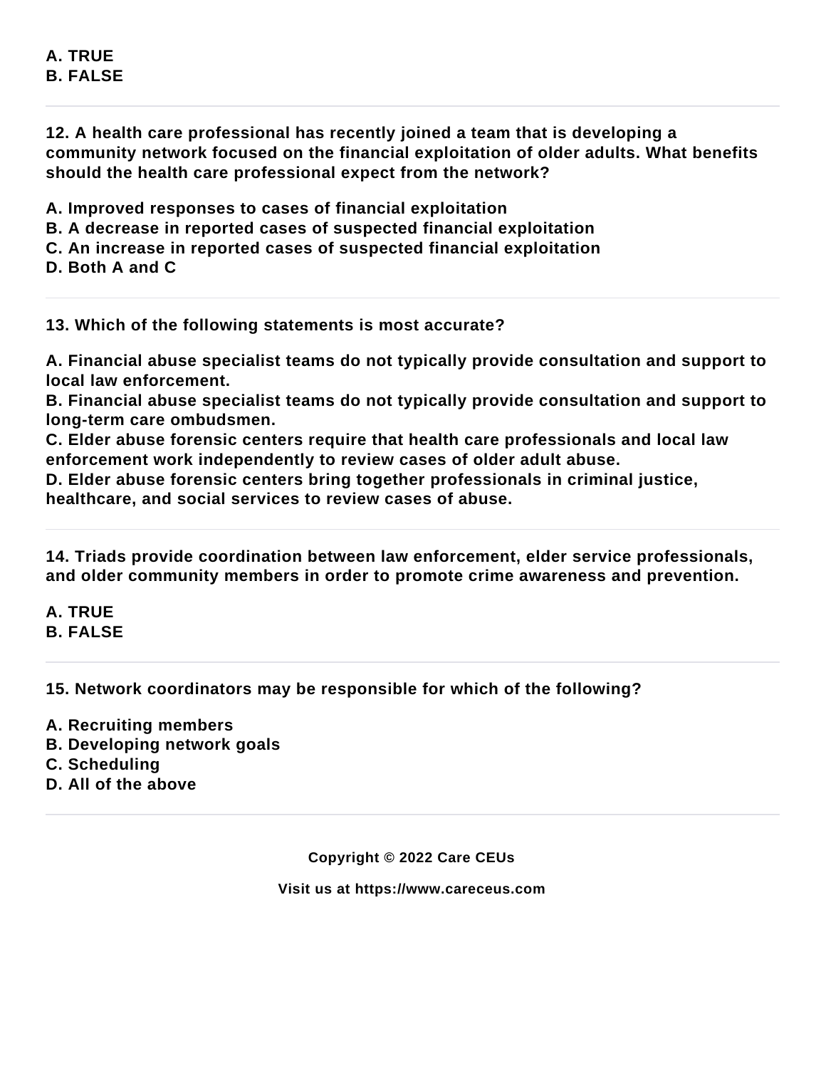**A. TRUE**
**B. FALSE**

---

**12. A health care professional has recently joined a team that is developing a community network focused on the financial exploitation of older adults. What benefits should the health care professional expect from the network?**

**A. Improved responses to cases of financial exploitation**
**B. A decrease in reported cases of suspected financial exploitation**
**C. An increase in reported cases of suspected financial exploitation**
**D. Both A and C**

---

**13. Which of the following statements is most accurate?**

**A. Financial abuse specialist teams do not typically provide consultation and support to local law enforcement.**
**B. Financial abuse specialist teams do not typically provide consultation and support to long-term care ombudsmen.**
**C. Elder abuse forensic centers require that health care professionals and local law enforcement work independently to review cases of older adult abuse.**
**D. Elder abuse forensic centers bring together professionals in criminal justice, healthcare, and social services to review cases of abuse.**

---

**14. Triads provide coordination between law enforcement, elder service professionals, and older community members in order to promote crime awareness and prevention.**

**A. TRUE**
**B. FALSE**

---

**15. Network coordinators may be responsible for which of the following?**

**A. Recruiting members**
**B. Developing network goals**
**C. Scheduling**
**D. All of the above**

---

**Copyright © 2022 Care CEUs**

**Visit us at https://www.careceus.com**